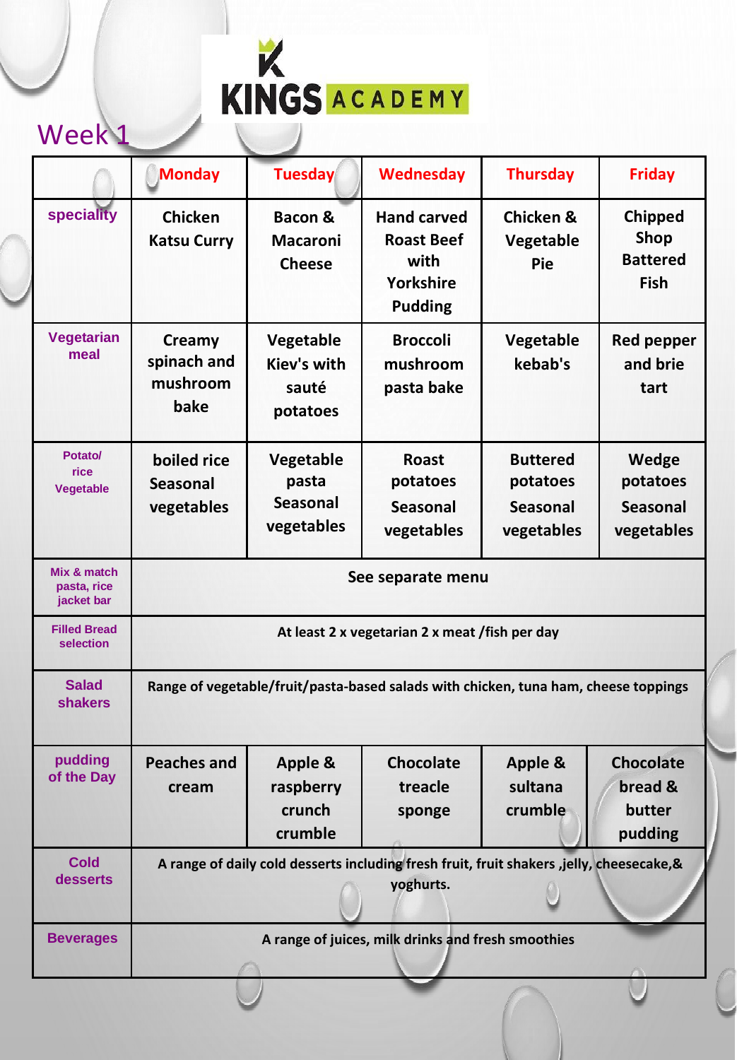# KINGS ACADEMY

## Week 1

| | Monday | Tuesday | Wednesday | Thursday | Friday |
|---|---|---|---|---|---|
| speciality | Chicken Katsu Curry | Bacon & Macaroni Cheese | Hand carved Roast Beef with Yorkshire Pudding | Chicken & Vegetable Pie | Chipped Shop Battered Fish |
| Vegetarian meal | Creamy spinach and mushroom bake | Vegetable Kiev's with sauté potatoes | Broccoli mushroom pasta bake | Vegetable kebab's | Red pepper and brie tart |
| Potato/ rice Vegetable | boiled rice Seasonal vegetables | Vegetable pasta Seasonal vegetables | Roast potatoes Seasonal vegetables | Buttered potatoes Seasonal vegetables | Wedge potatoes Seasonal vegetables |
| Mix & match pasta, rice jacket bar | See separate menu | | | | |
| Filled Bread selection | At least 2 x vegetarian 2 x meat /fish per day | | | | |
| Salad shakers | Range of vegetable/fruit/pasta-based salads with chicken, tuna ham, cheese toppings | | | | |
| pudding of the Day | Peaches and cream | Apple & raspberry crunch crumble | Chocolate treacle sponge | Apple & sultana crumble | Chocolate bread & butter pudding |
| Cold desserts | A range of daily cold desserts including fresh fruit, fruit shakers ,jelly, cheesecake,& yoghurts. | | | | |
| Beverages | A range of juices, milk drinks and fresh smoothies | | | | |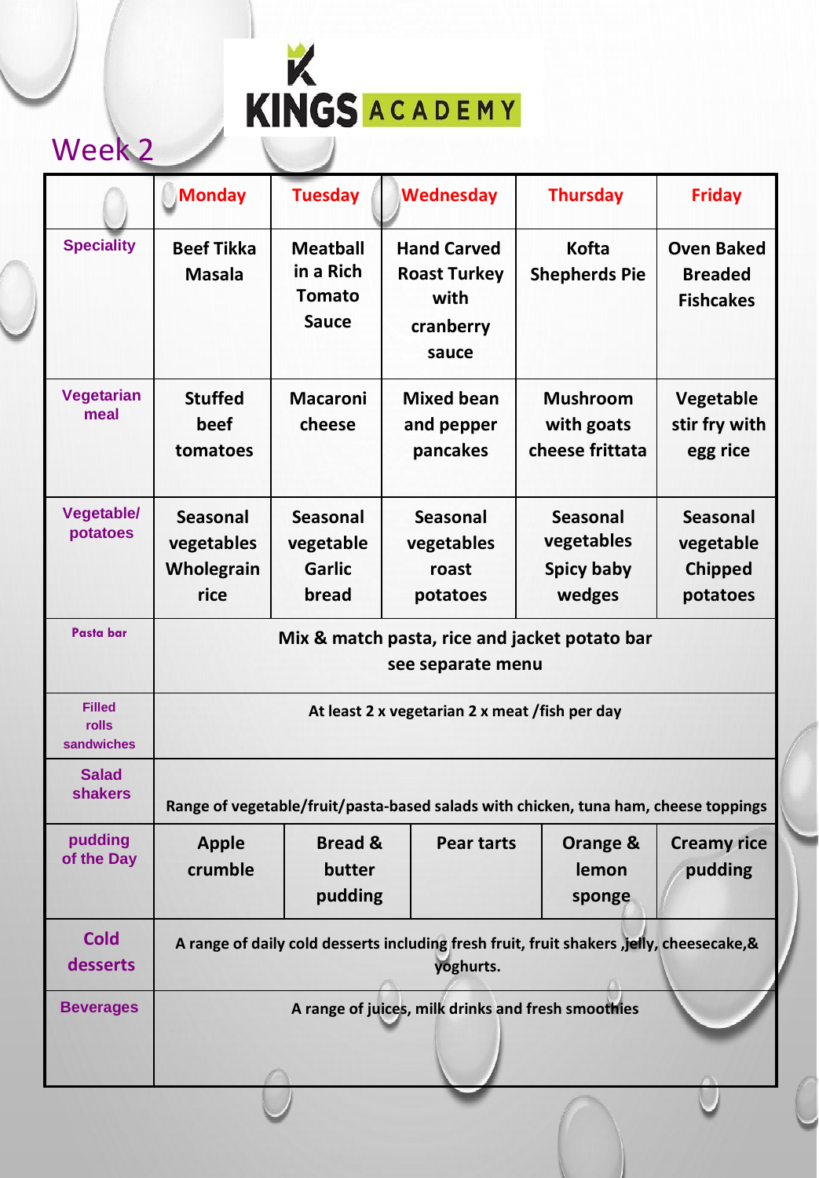KINGS ACADEMY

# Week 2

| | Monday | Tuesday | Wednesday | Thursday | Friday |
|---|---|---|---|---|---|
| Speciality | Beef Tikka Masala | Meatball in a Rich Tomato Sauce | Hand Carved Roast Turkey with cranberry sauce | Kofta Shepherds Pie | Oven Baked Breaded Fishcakes |
| Vegetarian meal | Stuffed beef tomatoes | Macaroni cheese | Mixed bean and pepper pancakes | Mushroom with goats cheese frittata | Vegetable stir fry with egg rice |
| Vegetable/ potatoes | Seasonal vegetables Wholegrain rice | Seasonal vegetable Garlic bread | Seasonal vegetables roast potatoes | Seasonal vegetables Spicy baby wedges | Seasonal vegetable Chipped potatoes |
| Pasta bar | Mix & match pasta, rice and jacket potato bar see separate menu | | | | |
| Filled rolls sandwiches | At least 2 x vegetarian 2 x meat /fish per day | | | | |
| Salad shakers | Range of vegetable/fruit/pasta-based salads with chicken, tuna ham, cheese toppings | | | | |
| pudding of the Day | Apple crumble | Bread & butter pudding | Pear tarts | Orange & lemon sponge | Creamy rice pudding |
| Cold desserts | A range of daily cold desserts including fresh fruit, fruit shakers ,jelly, cheesecake,& yoghurts. | | | | |
| Beverages | A range of juices, milk drinks and fresh smoothies | | | | |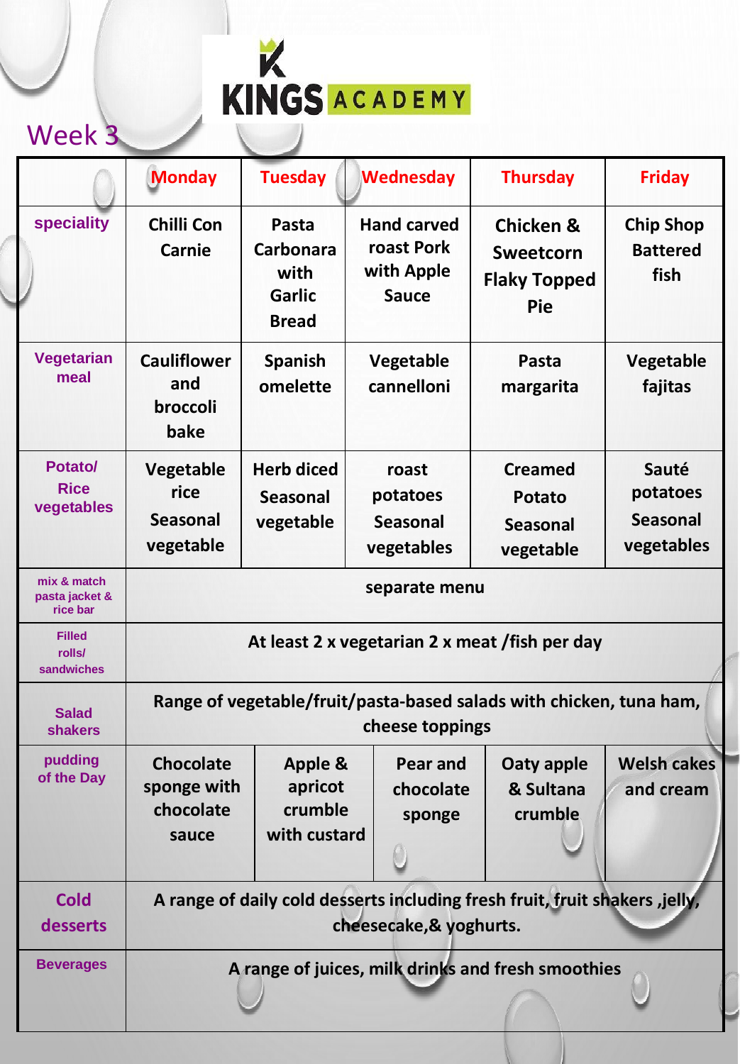KINGS ACADEMY

# Week 3

| | Monday | Tuesday | Wednesday | Thursday | Friday |
|---|---|---|---|---|---|
| speciality | Chilli Con Carnie | Pasta Carbonara with Garlic Bread | Hand carved roast Pork with Apple Sauce | Chicken & Sweetcorn Flaky Topped Pie | Chip Shop Battered fish |
| Vegetarian meal | Cauliflower and broccoli bake | Spanish omelette | Vegetable cannelloni | Pasta margarita | Vegetable fajitas |
| Potato/ Rice vegetables | Vegetable rice Seasonal vegetable | Herb diced Seasonal vegetable | roast potatoes Seasonal vegetables | Creamed Potato Seasonal vegetable | Sauté potatoes Seasonal vegetables |
| mix & match pasta jacket & rice bar | separate menu | | | | |
| Filled rolls/ sandwiches | At least 2 x vegetarian 2 x meat /fish per day | | | | |
| Salad shakers | Range of vegetable/fruit/pasta-based salads with chicken, tuna ham, cheese toppings | | | | |
| pudding of the Day | Chocolate sponge with chocolate sauce | Apple & apricot crumble with custard | Pear and chocolate sponge | Oaty apple & Sultana crumble | Welsh cakes and cream |
| Cold desserts | A range of daily cold desserts including fresh fruit, fruit shakers ,jelly, cheesecake,& yoghurts. | | | | |
| Beverages | A range of juices, milk drinks and fresh smoothies | | | | |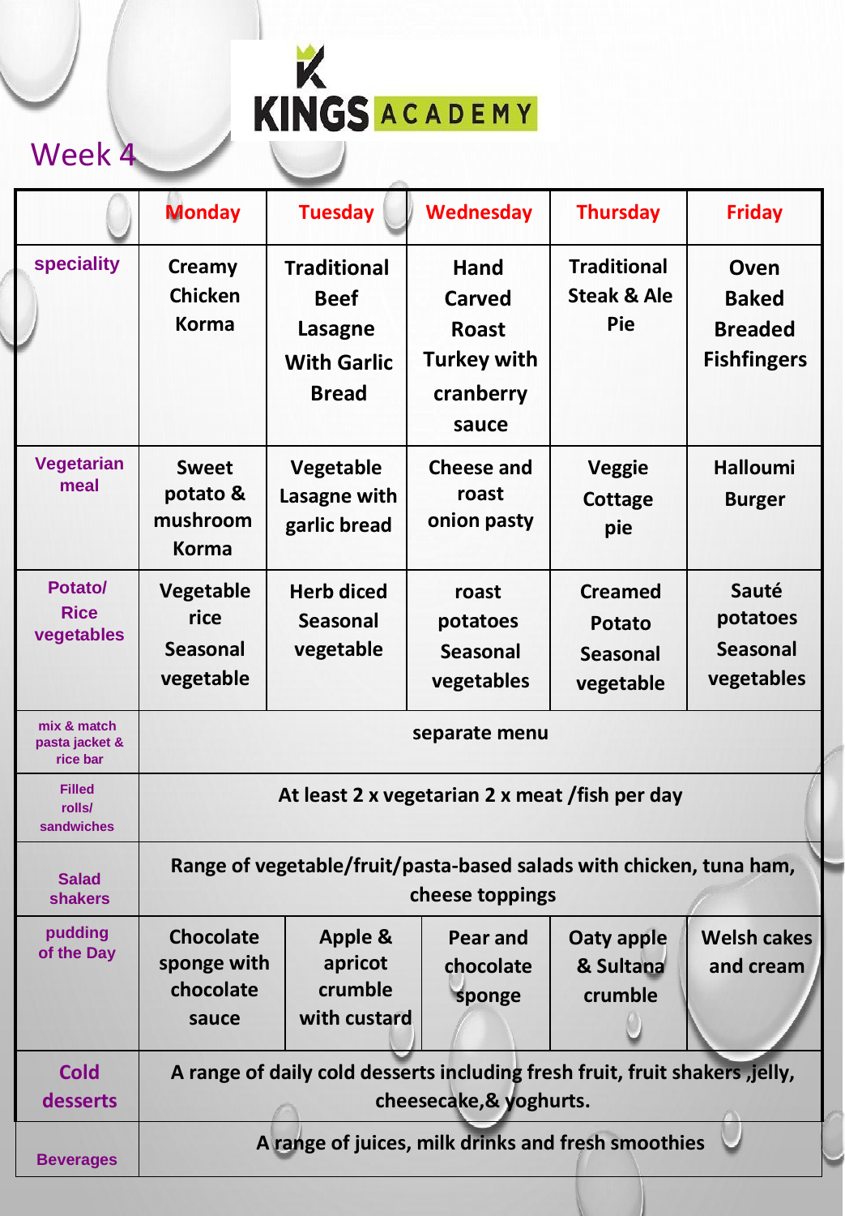KINGS ACADEMY

# Week 4

| | Monday | Tuesday | Wednesday | Thursday | Friday |
|---|---|---|---|---|---|
| speciality | Creamy Chicken Korma | Traditional Beef Lasagne With Garlic Bread | Hand Carved Roast Turkey with cranberry sauce | Traditional Steak & Ale Pie | Oven Baked Breaded Fishfingers |
| Vegetarian meal | Sweet potato & mushroom Korma | Vegetable Lasagne with garlic bread | Cheese and roast onion pasty | Veggie Cottage pie | Halloumi Burger |
| Potato/ Rice vegetables | Vegetable rice Seasonal vegetable | Herb diced Seasonal vegetable | roast potatoes Seasonal vegetables | Creamed Potato Seasonal vegetable | Sauté potatoes Seasonal vegetables |
| mix & match pasta jacket & rice bar | separate menu | | | | |
| Filled rolls/ sandwiches | At least 2 x vegetarian 2 x meat /fish per day | | | | |
| Salad shakers | Range of vegetable/fruit/pasta-based salads with chicken, tuna ham, cheese toppings | | | | |
| pudding of the Day | Chocolate sponge with chocolate sauce | Apple & apricot crumble with custard | Pear and chocolate sponge | Oaty apple & Sultana crumble | Welsh cakes and cream |
| Cold desserts | A range of daily cold desserts including fresh fruit, fruit shakers ,jelly, cheesecake,& yoghurts. | | | | |
| Beverages | A range of juices, milk drinks and fresh smoothies | | | | |